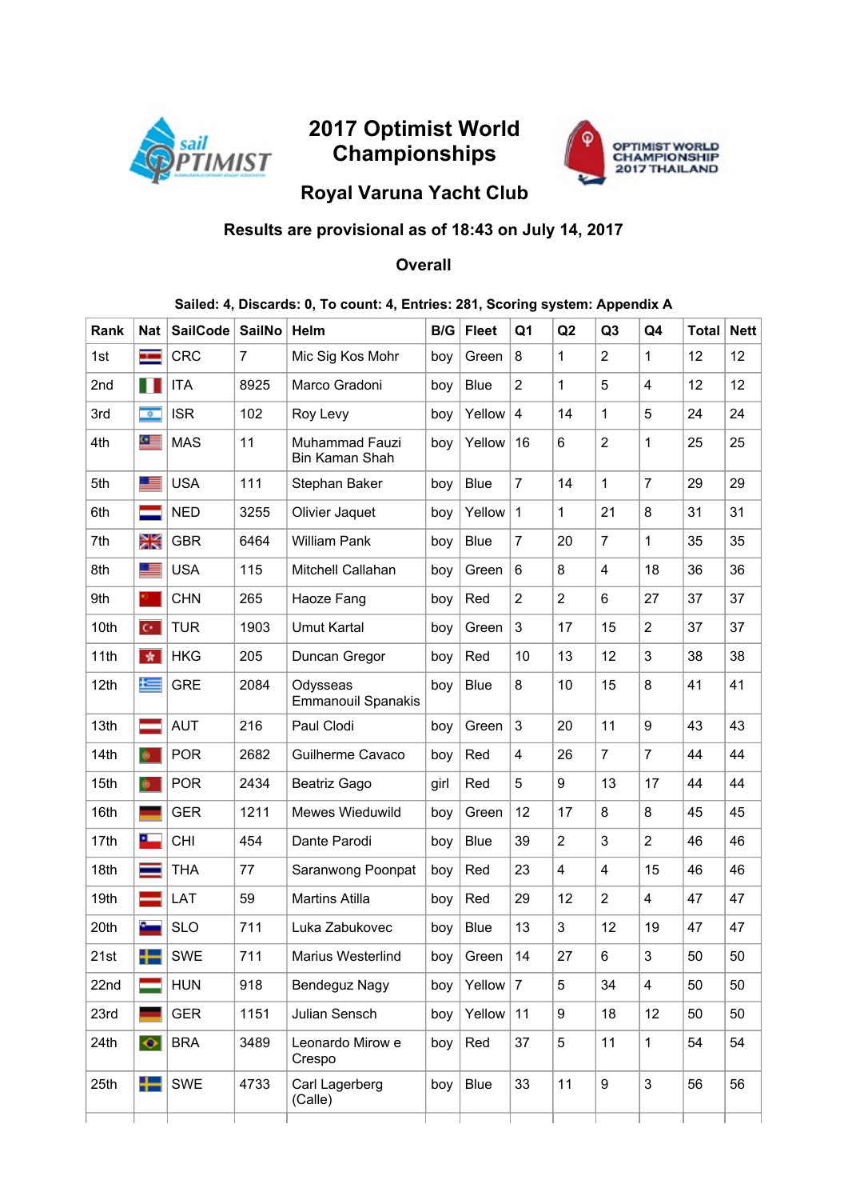# 2017 Optimist World Championships

## Royal Varuna Yacht Club

### Results are provisional as of 18:43 on July 14, 2017

### Overall

**Sailed: 4, Discards: 0, To count: 4, Entries: 281, Scoring system: Appendix A**

| Rank | Nat | SailCode | SailNo | Helm | B/G | Fleet | Q1 | Q2 | Q3 | Q4 | Total | Nett |
|---|---|---|---|---|---|---|---|---|---|---|---|---|
| 1st | | CRC | 7 | Mic Sig Kos Mohr | boy | Green | 8 | 1 | 2 | 1 | 12 | 12 |
| 2nd | | ITA | 8925 | Marco Gradoni | boy | Blue | 2 | 1 | 5 | 4 | 12 | 12 |
| 3rd | | ISR | 102 | Roy Levy | boy | Yellow | 4 | 14 | 1 | 5 | 24 | 24 |
| 4th | | MAS | 11 | Muhammad Fauzi Bin Kaman Shah | boy | Yellow | 16 | 6 | 2 | 1 | 25 | 25 |
| 5th | | USA | 111 | Stephan Baker | boy | Blue | 7 | 14 | 1 | 7 | 29 | 29 |
| 6th | | NED | 3255 | Olivier Jaquet | boy | Yellow | 1 | 1 | 21 | 8 | 31 | 31 |
| 7th | | GBR | 6464 | William Pank | boy | Blue | 7 | 20 | 7 | 1 | 35 | 35 |
| 8th | | USA | 115 | Mitchell Callahan | boy | Green | 6 | 8 | 4 | 18 | 36 | 36 |
| 9th | | CHN | 265 | Haoze Fang | boy | Red | 2 | 2 | 6 | 27 | 37 | 37 |
| 10th | | TUR | 1903 | Umut Kartal | boy | Green | 3 | 17 | 15 | 2 | 37 | 37 |
| 11th | | HKG | 205 | Duncan Gregor | boy | Red | 10 | 13 | 12 | 3 | 38 | 38 |
| 12th | | GRE | 2084 | Odysseas Emmanouil Spanakis | boy | Blue | 8 | 10 | 15 | 8 | 41 | 41 |
| 13th | | AUT | 216 | Paul Clodi | boy | Green | 3 | 20 | 11 | 9 | 43 | 43 |
| 14th | | POR | 2682 | Guilherme Cavaco | boy | Red | 4 | 26 | 7 | 7 | 44 | 44 |
| 15th | | POR | 2434 | Beatriz Gago | girl | Red | 5 | 9 | 13 | 17 | 44 | 44 |
| 16th | | GER | 1211 | Mewes Wieduwild | boy | Green | 12 | 17 | 8 | 8 | 45 | 45 |
| 17th | | CHI | 454 | Dante Parodi | boy | Blue | 39 | 2 | 3 | 2 | 46 | 46 |
| 18th | | THA | 77 | Saranwong Poonpat | boy | Red | 23 | 4 | 4 | 15 | 46 | 46 |
| 19th | | LAT | 59 | Martins Atilla | boy | Red | 29 | 12 | 2 | 4 | 47 | 47 |
| 20th | | SLO | 711 | Luka Zabukovec | boy | Blue | 13 | 3 | 12 | 19 | 47 | 47 |
| 21st | | SWE | 711 | Marius Westerlind | boy | Green | 14 | 27 | 6 | 3 | 50 | 50 |
| 22nd | | HUN | 918 | Bendeguz Nagy | boy | Yellow | 7 | 5 | 34 | 4 | 50 | 50 |
| 23rd | | GER | 1151 | Julian Sensch | boy | Yellow | 11 | 9 | 18 | 12 | 50 | 50 |
| 24th | | BRA | 3489 | Leonardo Mirow e Crespo | boy | Red | 37 | 5 | 11 | 1 | 54 | 54 |
| 25th | | SWE | 4733 | Carl Lagerberg (Calle) | boy | Blue | 33 | 11 | 9 | 3 | 56 | 56 |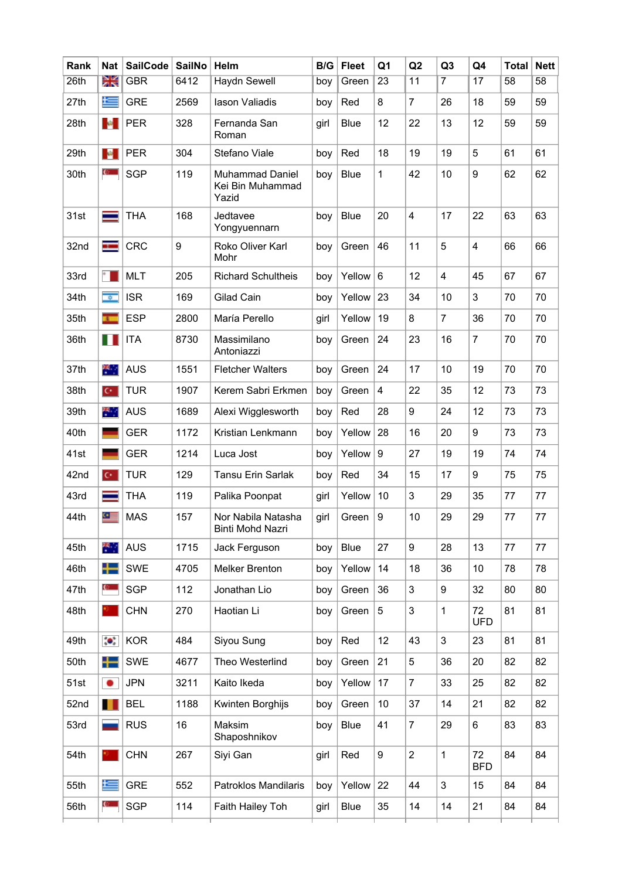| Rank | Nat | SailCode | SailNo | Helm | B/G | Fleet | Q1 | Q2 | Q3 | Q4 | Total | Nett |
|---|---|---|---|---|---|---|---|---|---|---|---|---|
| 26th | | GBR | 6412 | Haydn Sewell | boy | Green | 23 | 11 | 7 | 17 | 58 | 58 |
| 27th | | GRE | 2569 | Iason Valiadis | boy | Red | 8 | 7 | 26 | 18 | 59 | 59 |
| 28th | | PER | 328 | Fernanda San Roman | girl | Blue | 12 | 22 | 13 | 12 | 59 | 59 |
| 29th | | PER | 304 | Stefano Viale | boy | Red | 18 | 19 | 19 | 5 | 61 | 61 |
| 30th | | SGP | 119 | Muhammad Daniel Kei Bin Muhammad Yazid | boy | Blue | 1 | 42 | 10 | 9 | 62 | 62 |
| 31st | | THA | 168 | Jedtavee Yongyuennarn | boy | Blue | 20 | 4 | 17 | 22 | 63 | 63 |
| 32nd | | CRC | 9 | Roko Oliver Karl Mohr | boy | Green | 46 | 11 | 5 | 4 | 66 | 66 |
| 33rd | | MLT | 205 | Richard Schultheis | boy | Yellow | 6 | 12 | 4 | 45 | 67 | 67 |
| 34th | | ISR | 169 | Gilad Cain | boy | Yellow | 23 | 34 | 10 | 3 | 70 | 70 |
| 35th | | ESP | 2800 | María Perello | girl | Yellow | 19 | 8 | 7 | 36 | 70 | 70 |
| 36th | | ITA | 8730 | Massimilano Antoniazzi | boy | Green | 24 | 23 | 16 | 7 | 70 | 70 |
| 37th | | AUS | 1551 | Fletcher Walters | boy | Green | 24 | 17 | 10 | 19 | 70 | 70 |
| 38th | | TUR | 1907 | Kerem Sabri Erkmen | boy | Green | 4 | 22 | 35 | 12 | 73 | 73 |
| 39th | | AUS | 1689 | Alexi Wigglesworth | boy | Red | 28 | 9 | 24 | 12 | 73 | 73 |
| 40th | | GER | 1172 | Kristian Lenkmann | boy | Yellow | 28 | 16 | 20 | 9 | 73 | 73 |
| 41st | | GER | 1214 | Luca Jost | boy | Yellow | 9 | 27 | 19 | 19 | 74 | 74 |
| 42nd | | TUR | 129 | Tansu Erin Sarlak | boy | Red | 34 | 15 | 17 | 9 | 75 | 75 |
| 43rd | | THA | 119 | Palika Poonpat | girl | Yellow | 10 | 3 | 29 | 35 | 77 | 77 |
| 44th | | MAS | 157 | Nor Nabila Natasha Binti Mohd Nazri | girl | Green | 9 | 10 | 29 | 29 | 77 | 77 |
| 45th | | AUS | 1715 | Jack Ferguson | boy | Blue | 27 | 9 | 28 | 13 | 77 | 77 |
| 46th | | SWE | 4705 | Melker Brenton | boy | Yellow | 14 | 18 | 36 | 10 | 78 | 78 |
| 47th | | SGP | 112 | Jonathan Lio | boy | Green | 36 | 3 | 9 | 32 | 80 | 80 |
| 48th | | CHN | 270 | Haotian Li | boy | Green | 5 | 3 | 1 | 72 UFD | 81 | 81 |
| 49th | | KOR | 484 | Siyou Sung | boy | Red | 12 | 43 | 3 | 23 | 81 | 81 |
| 50th | | SWE | 4677 | Theo Westerlind | boy | Green | 21 | 5 | 36 | 20 | 82 | 82 |
| 51st | | JPN | 3211 | Kaito Ikeda | boy | Yellow | 17 | 7 | 33 | 25 | 82 | 82 |
| 52nd | | BEL | 1188 | Kwinten Borghijs | boy | Green | 10 | 37 | 14 | 21 | 82 | 82 |
| 53rd | | RUS | 16 | Maksim Shaposhnikov | boy | Blue | 41 | 7 | 29 | 6 | 83 | 83 |
| 54th | | CHN | 267 | Siyi Gan | girl | Red | 9 | 2 | 1 | 72 BFD | 84 | 84 |
| 55th | | GRE | 552 | Patroklos Mandilaris | boy | Yellow | 22 | 44 | 3 | 15 | 84 | 84 |
| 56th | | SGP | 114 | Faith Hailey Toh | girl | Blue | 35 | 14 | 14 | 21 | 84 | 84 |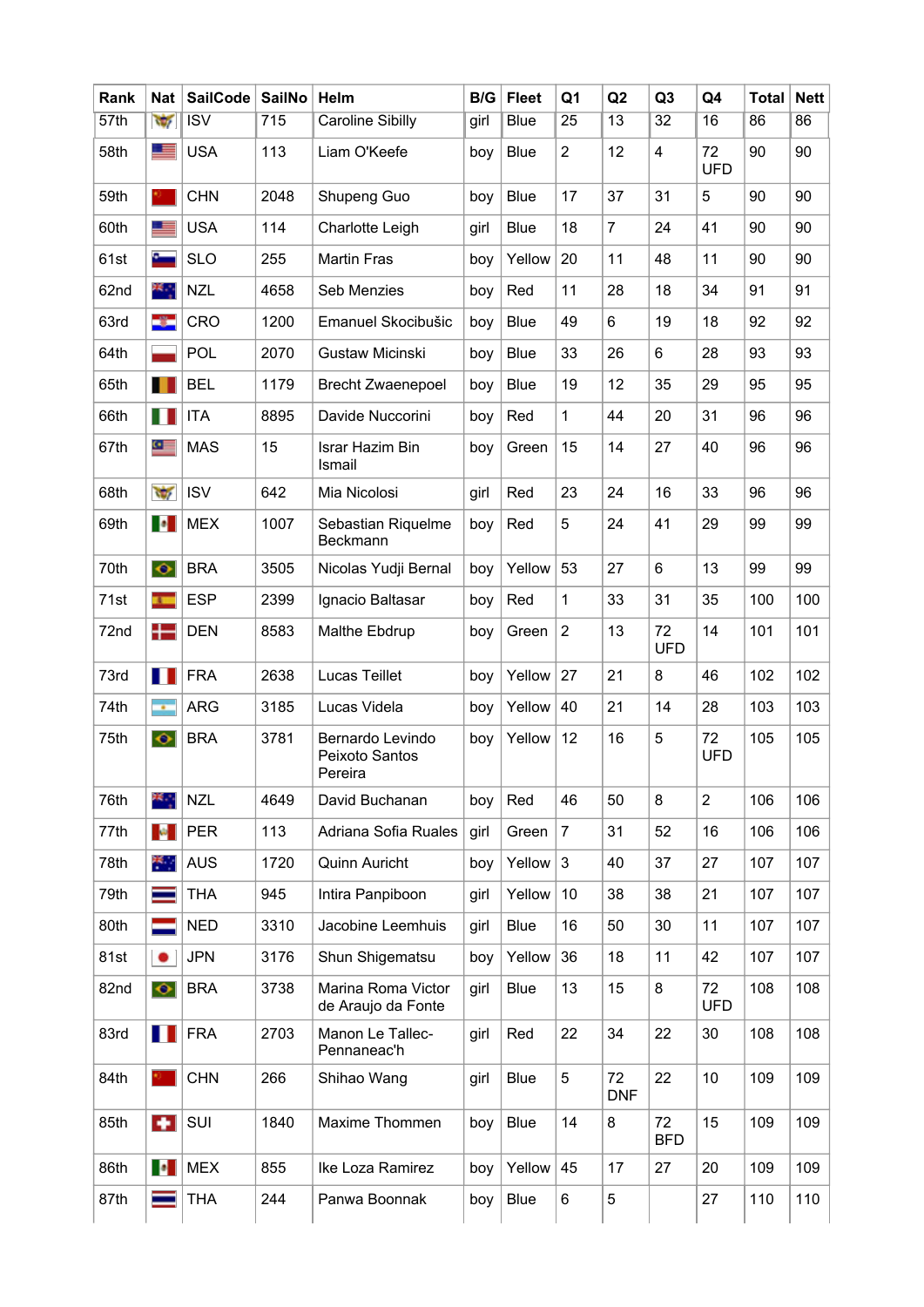| Rank | Nat | SailCode | SailNo | Helm | B/G | Fleet | Q1 | Q2 | Q3 | Q4 | Total | Nett |
|---|---|---|---|---|---|---|---|---|---|---|---|---|
| 57th | | ISV | 715 | Caroline Sibilly | girl | Blue | 25 | 13 | 32 | 16 | 86 | 86 |
| 58th | | USA | 113 | Liam O'Keefe | boy | Blue | 2 | 12 | 4 | 72 UFD | 90 | 90 |
| 59th | | CHN | 2048 | Shupeng Guo | boy | Blue | 17 | 37 | 31 | 5 | 90 | 90 |
| 60th | | USA | 114 | Charlotte Leigh | girl | Blue | 18 | 7 | 24 | 41 | 90 | 90 |
| 61st | | SLO | 255 | Martin Fras | boy | Yellow | 20 | 11 | 48 | 11 | 90 | 90 |
| 62nd | | NZL | 4658 | Seb Menzies | boy | Red | 11 | 28 | 18 | 34 | 91 | 91 |
| 63rd | | CRO | 1200 | Emanuel Skocibušic | boy | Blue | 49 | 6 | 19 | 18 | 92 | 92 |
| 64th | | POL | 2070 | Gustaw Micinski | boy | Blue | 33 | 26 | 6 | 28 | 93 | 93 |
| 65th | | BEL | 1179 | Brecht Zwaenepoel | boy | Blue | 19 | 12 | 35 | 29 | 95 | 95 |
| 66th | | ITA | 8895 | Davide Nuccorini | boy | Red | 1 | 44 | 20 | 31 | 96 | 96 |
| 67th | | MAS | 15 | Israr Hazim Bin Ismail | boy | Green | 15 | 14 | 27 | 40 | 96 | 96 |
| 68th | | ISV | 642 | Mia Nicolosi | girl | Red | 23 | 24 | 16 | 33 | 96 | 96 |
| 69th | | MEX | 1007 | Sebastian Riquelme Beckmann | boy | Red | 5 | 24 | 41 | 29 | 99 | 99 |
| 70th | | BRA | 3505 | Nicolas Yudji Bernal | boy | Yellow | 53 | 27 | 6 | 13 | 99 | 99 |
| 71st | | ESP | 2399 | Ignacio Baltasar | boy | Red | 1 | 33 | 31 | 35 | 100 | 100 |
| 72nd | | DEN | 8583 | Malthe Ebdrup | boy | Green | 2 | 13 | 72 UFD | 14 | 101 | 101 |
| 73rd | | FRA | 2638 | Lucas Teillet | boy | Yellow | 27 | 21 | 8 | 46 | 102 | 102 |
| 74th | | ARG | 3185 | Lucas Videla | boy | Yellow | 40 | 21 | 14 | 28 | 103 | 103 |
| 75th | | BRA | 3781 | Bernardo Levindo Peixoto Santos Pereira | boy | Yellow | 12 | 16 | 5 | 72 UFD | 105 | 105 |
| 76th | | NZL | 4649 | David Buchanan | boy | Red | 46 | 50 | 8 | 2 | 106 | 106 |
| 77th | | PER | 113 | Adriana Sofia Ruales | girl | Green | 7 | 31 | 52 | 16 | 106 | 106 |
| 78th | | AUS | 1720 | Quinn Auricht | boy | Yellow | 3 | 40 | 37 | 27 | 107 | 107 |
| 79th | | THA | 945 | Intira Panpiboon | girl | Yellow | 10 | 38 | 38 | 21 | 107 | 107 |
| 80th | | NED | 3310 | Jacobine Leemhuis | girl | Blue | 16 | 50 | 30 | 11 | 107 | 107 |
| 81st | | JPN | 3176 | Shun Shigematsu | boy | Yellow | 36 | 18 | 11 | 42 | 107 | 107 |
| 82nd | | BRA | 3738 | Marina Roma Victor de Araujo da Fonte | girl | Blue | 13 | 15 | 8 | 72 UFD | 108 | 108 |
| 83rd | | FRA | 2703 | Manon Le Tallec-Pennaneac'h | girl | Red | 22 | 34 | 22 | 30 | 108 | 108 |
| 84th | | CHN | 266 | Shihao Wang | girl | Blue | 5 | 72 DNF | 22 | 10 | 109 | 109 |
| 85th | | SUI | 1840 | Maxime Thommen | boy | Blue | 14 | 8 | 72 BFD | 15 | 109 | 109 |
| 86th | | MEX | 855 | Ike Loza Ramirez | boy | Yellow | 45 | 17 | 27 | 20 | 109 | 109 |
| 87th | | THA | 244 | Panwa Boonnak | boy | Blue | 6 | 5 | | 27 | 110 | 110 |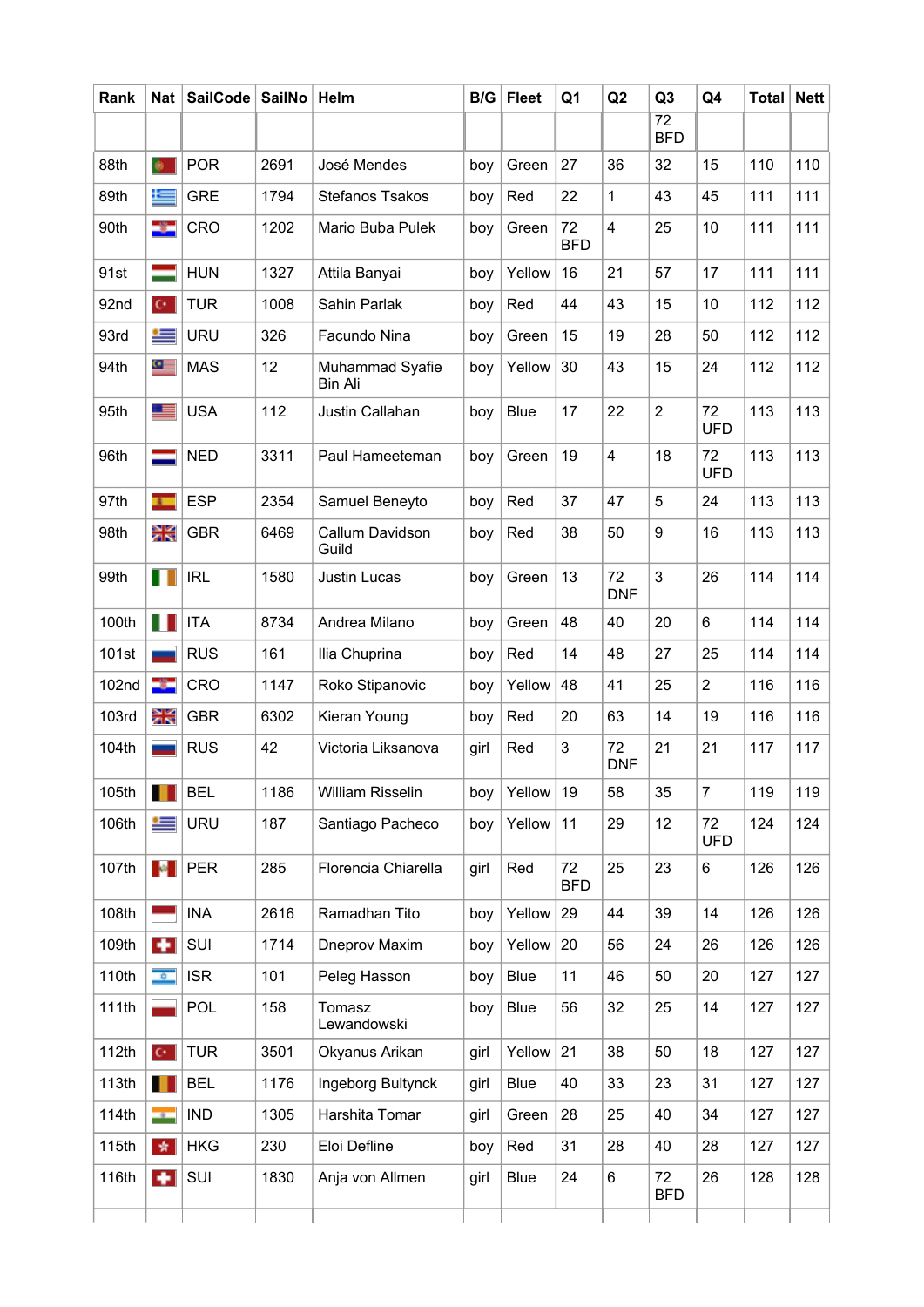| Rank | Nat | SailCode | SailNo | Helm | B/G | Fleet | Q1 | Q2 | Q3 | Q4 | Total | Nett |
|---|---|---|---|---|---|---|---|---|---|---|---|---|
| | | | | | | | | | 72 BFD | | | |
| 88th | | POR | 2691 | José Mendes | boy | Green | 27 | 36 | 32 | 15 | 110 | 110 |
| 89th | | GRE | 1794 | Stefanos Tsakos | boy | Red | 22 | 1 | 43 | 45 | 111 | 111 |
| 90th | | CRO | 1202 | Mario Buba Pulek | boy | Green | 72 BFD | 4 | 25 | 10 | 111 | 111 |
| 91st | | HUN | 1327 | Attila Banyai | boy | Yellow | 16 | 21 | 57 | 17 | 111 | 111 |
| 92nd | | TUR | 1008 | Sahin Parlak | boy | Red | 44 | 43 | 15 | 10 | 112 | 112 |
| 93rd | | URU | 326 | Facundo Nina | boy | Green | 15 | 19 | 28 | 50 | 112 | 112 |
| 94th | | MAS | 12 | Muhammad Syafie Bin Ali | boy | Yellow | 30 | 43 | 15 | 24 | 112 | 112 |
| 95th | | USA | 112 | Justin Callahan | boy | Blue | 17 | 22 | 2 | 72 UFD | 113 | 113 |
| 96th | | NED | 3311 | Paul Hameeteman | boy | Green | 19 | 4 | 18 | 72 UFD | 113 | 113 |
| 97th | | ESP | 2354 | Samuel Beneyto | boy | Red | 37 | 47 | 5 | 24 | 113 | 113 |
| 98th | | GBR | 6469 | Callum Davidson Guild | boy | Red | 38 | 50 | 9 | 16 | 113 | 113 |
| 99th | | IRL | 1580 | Justin Lucas | boy | Green | 13 | 72 DNF | 3 | 26 | 114 | 114 |
| 100th | | ITA | 8734 | Andrea Milano | boy | Green | 48 | 40 | 20 | 6 | 114 | 114 |
| 101st | | RUS | 161 | Ilia Chuprina | boy | Red | 14 | 48 | 27 | 25 | 114 | 114 |
| 102nd | | CRO | 1147 | Roko Stipanovic | boy | Yellow | 48 | 41 | 25 | 2 | 116 | 116 |
| 103rd | | GBR | 6302 | Kieran Young | boy | Red | 20 | 63 | 14 | 19 | 116 | 116 |
| 104th | | RUS | 42 | Victoria Liksanova | girl | Red | 3 | 72 DNF | 21 | 21 | 117 | 117 |
| 105th | | BEL | 1186 | William Risselin | boy | Yellow | 19 | 58 | 35 | 7 | 119 | 119 |
| 106th | | URU | 187 | Santiago Pacheco | boy | Yellow | 11 | 29 | 12 | 72 UFD | 124 | 124 |
| 107th | | PER | 285 | Florencia Chiarella | girl | Red | 72 BFD | 25 | 23 | 6 | 126 | 126 |
| 108th | | INA | 2616 | Ramadhan Tito | boy | Yellow | 29 | 44 | 39 | 14 | 126 | 126 |
| 109th | | SUI | 1714 | Dneprov Maxim | boy | Yellow | 20 | 56 | 24 | 26 | 126 | 126 |
| 110th | | ISR | 101 | Peleg Hasson | boy | Blue | 11 | 46 | 50 | 20 | 127 | 127 |
| 111th | | POL | 158 | Tomasz Lewandowski | boy | Blue | 56 | 32 | 25 | 14 | 127 | 127 |
| 112th | | TUR | 3501 | Okyanus Arikan | girl | Yellow | 21 | 38 | 50 | 18 | 127 | 127 |
| 113th | | BEL | 1176 | Ingeborg Bultynck | girl | Blue | 40 | 33 | 23 | 31 | 127 | 127 |
| 114th | | IND | 1305 | Harshita Tomar | girl | Green | 28 | 25 | 40 | 34 | 127 | 127 |
| 115th | | HKG | 230 | Eloi Defline | boy | Red | 31 | 28 | 40 | 28 | 127 | 127 |
| 116th | | SUI | 1830 | Anja von Allmen | girl | Blue | 24 | 6 | 72 BFD | 26 | 128 | 128 |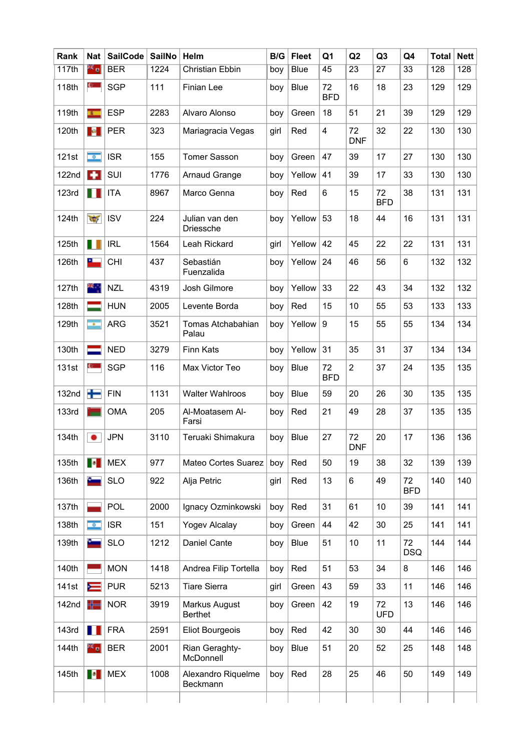| Rank | Nat | SailCode | SailNo | Helm | B/G | Fleet | Q1 | Q2 | Q3 | Q4 | Total | Nett |
|---|---|---|---|---|---|---|---|---|---|---|---|---|
| 117th | | BER | 1224 | Christian Ebbin | boy | Blue | 45 | 23 | 27 | 33 | 128 | 128 |
| 118th | | SGP | 111 | Finian Lee | boy | Blue | 72 BFD | 16 | 18 | 23 | 129 | 129 |
| 119th | | ESP | 2283 | Alvaro Alonso | boy | Green | 18 | 51 | 21 | 39 | 129 | 129 |
| 120th | | PER | 323 | Mariagracia Vegas | girl | Red | 4 | 72 DNF | 32 | 22 | 130 | 130 |
| 121st | | ISR | 155 | Tomer Sasson | boy | Green | 47 | 39 | 17 | 27 | 130 | 130 |
| 122nd | | SUI | 1776 | Arnaud Grange | boy | Yellow | 41 | 39 | 17 | 33 | 130 | 130 |
| 123rd | | ITA | 8967 | Marco Genna | boy | Red | 6 | 15 | 72 BFD | 38 | 131 | 131 |
| 124th | | ISV | 224 | Julian van den Driessche | boy | Yellow | 53 | 18 | 44 | 16 | 131 | 131 |
| 125th | | IRL | 1564 | Leah Rickard | girl | Yellow | 42 | 45 | 22 | 22 | 131 | 131 |
| 126th | | CHI | 437 | Sebastián Fuenzalida | boy | Yellow | 24 | 46 | 56 | 6 | 132 | 132 |
| 127th | | NZL | 4319 | Josh Gilmore | boy | Yellow | 33 | 22 | 43 | 34 | 132 | 132 |
| 128th | | HUN | 2005 | Levente Borda | boy | Red | 15 | 10 | 55 | 53 | 133 | 133 |
| 129th | | ARG | 3521 | Tomas Atchabahian Palau | boy | Yellow | 9 | 15 | 55 | 55 | 134 | 134 |
| 130th | | NED | 3279 | Finn Kats | boy | Yellow | 31 | 35 | 31 | 37 | 134 | 134 |
| 131st | | SGP | 116 | Max Victor Teo | boy | Blue | 72 BFD | 2 | 37 | 24 | 135 | 135 |
| 132nd | | FIN | 1131 | Walter Wahlroos | boy | Blue | 59 | 20 | 26 | 30 | 135 | 135 |
| 133rd | | OMA | 205 | Al-Moatasem Al-Farsi | boy | Red | 21 | 49 | 28 | 37 | 135 | 135 |
| 134th | | JPN | 3110 | Teruaki Shimakura | boy | Blue | 27 | 72 DNF | 20 | 17 | 136 | 136 |
| 135th | | MEX | 977 | Mateo Cortes Suarez | boy | Red | 50 | 19 | 38 | 32 | 139 | 139 |
| 136th | | SLO | 922 | Alja Petric | girl | Red | 13 | 6 | 49 | 72 BFD | 140 | 140 |
| 137th | | POL | 2000 | Ignacy Ozminkowski | boy | Red | 31 | 61 | 10 | 39 | 141 | 141 |
| 138th | | ISR | 151 | Yogev Alcalay | boy | Green | 44 | 42 | 30 | 25 | 141 | 141 |
| 139th | | SLO | 1212 | Daniel Cante | boy | Blue | 51 | 10 | 11 | 72 DSQ | 144 | 144 |
| 140th | | MON | 1418 | Andrea Filip Tortella | boy | Red | 51 | 53 | 34 | 8 | 146 | 146 |
| 141st | | PUR | 5213 | Tiare Sierra | girl | Green | 43 | 59 | 33 | 11 | 146 | 146 |
| 142nd | | NOR | 3919 | Markus August Berthet | boy | Green | 42 | 19 | 72 UFD | 13 | 146 | 146 |
| 143rd | | FRA | 2591 | Eliot Bourgeois | boy | Red | 42 | 30 | 30 | 44 | 146 | 146 |
| 144th | | BER | 2001 | Rian Geraghty-McDonnell | boy | Blue | 51 | 20 | 52 | 25 | 148 | 148 |
| 145th | | MEX | 1008 | Alexandro Riquelme Beckmann | boy | Red | 28 | 25 | 46 | 50 | 149 | 149 |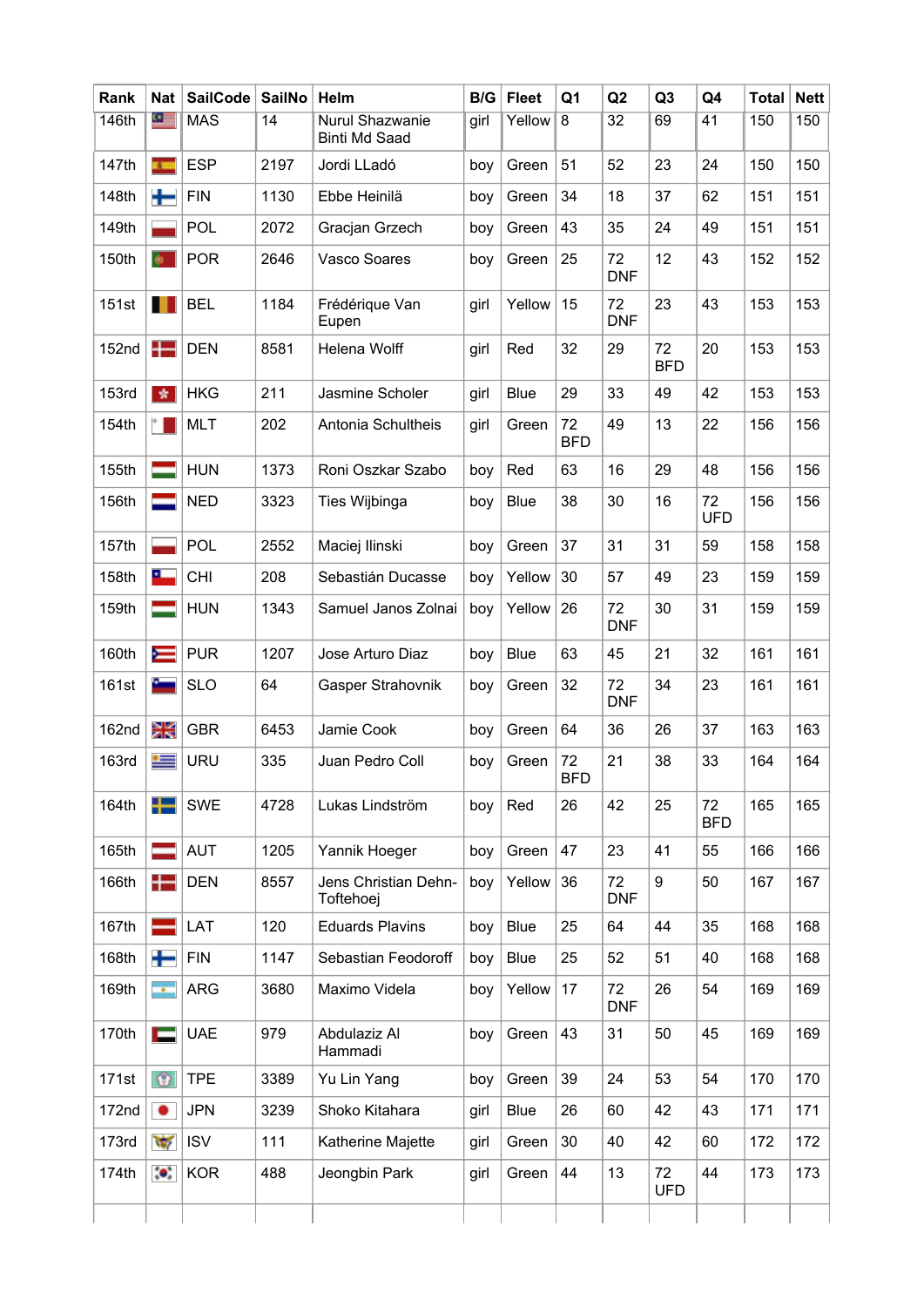| Rank | Nat | SailCode | SailNo | Helm | B/G | Fleet | Q1 | Q2 | Q3 | Q4 | Total | Nett |
|---|---|---|---|---|---|---|---|---|---|---|---|---|
| 146th | | MAS | 14 | Nurul Shazwanie Binti Md Saad | girl | Yellow | 8 | 32 | 69 | 41 | 150 | 150 |
| 147th | | ESP | 2197 | Jordi LLadó | boy | Green | 51 | 52 | 23 | 24 | 150 | 150 |
| 148th | | FIN | 1130 | Ebbe Heinilä | boy | Green | 34 | 18 | 37 | 62 | 151 | 151 |
| 149th | | POL | 2072 | Gracjan Grzech | boy | Green | 43 | 35 | 24 | 49 | 151 | 151 |
| 150th | | POR | 2646 | Vasco Soares | boy | Green | 25 | 72 DNF | 12 | 43 | 152 | 152 |
| 151st | | BEL | 1184 | Frédérique Van Eupen | girl | Yellow | 15 | 72 DNF | 23 | 43 | 153 | 153 |
| 152nd | | DEN | 8581 | Helena Wolff | girl | Red | 32 | 29 | 72 BFD | 20 | 153 | 153 |
| 153rd | | HKG | 211 | Jasmine Scholer | girl | Blue | 29 | 33 | 49 | 42 | 153 | 153 |
| 154th | | MLT | 202 | Antonia Schultheis | girl | Green | 72 BFD | 49 | 13 | 22 | 156 | 156 |
| 155th | | HUN | 1373 | Roni Oszkar Szabo | boy | Red | 63 | 16 | 29 | 48 | 156 | 156 |
| 156th | | NED | 3323 | Ties Wijbinga | boy | Blue | 38 | 30 | 16 | 72 UFD | 156 | 156 |
| 157th | | POL | 2552 | Maciej Ilinski | boy | Green | 37 | 31 | 31 | 59 | 158 | 158 |
| 158th | | CHI | 208 | Sebastián Ducasse | boy | Yellow | 30 | 57 | 49 | 23 | 159 | 159 |
| 159th | | HUN | 1343 | Samuel Janos Zolnai | boy | Yellow | 26 | 72 DNF | 30 | 31 | 159 | 159 |
| 160th | | PUR | 1207 | Jose Arturo Diaz | boy | Blue | 63 | 45 | 21 | 32 | 161 | 161 |
| 161st | | SLO | 64 | Gasper Strahovnik | boy | Green | 32 | 72 DNF | 34 | 23 | 161 | 161 |
| 162nd | | GBR | 6453 | Jamie Cook | boy | Green | 64 | 36 | 26 | 37 | 163 | 163 |
| 163rd | | URU | 335 | Juan Pedro Coll | boy | Green | 72 BFD | 21 | 38 | 33 | 164 | 164 |
| 164th | | SWE | 4728 | Lukas Lindström | boy | Red | 26 | 42 | 25 | 72 BFD | 165 | 165 |
| 165th | | AUT | 1205 | Yannik Hoeger | boy | Green | 47 | 23 | 41 | 55 | 166 | 166 |
| 166th | | DEN | 8557 | Jens Christian Dehn-Toftehoej | boy | Yellow | 36 | 72 DNF | 9 | 50 | 167 | 167 |
| 167th | | LAT | 120 | Eduards Plavins | boy | Blue | 25 | 64 | 44 | 35 | 168 | 168 |
| 168th | | FIN | 1147 | Sebastian Feodoroff | boy | Blue | 25 | 52 | 51 | 40 | 168 | 168 |
| 169th | | ARG | 3680 | Maximo Videla | boy | Yellow | 17 | 72 DNF | 26 | 54 | 169 | 169 |
| 170th | | UAE | 979 | Abdulaziz Al Hammadi | boy | Green | 43 | 31 | 50 | 45 | 169 | 169 |
| 171st | | TPE | 3389 | Yu Lin Yang | boy | Green | 39 | 24 | 53 | 54 | 170 | 170 |
| 172nd | | JPN | 3239 | Shoko Kitahara | girl | Blue | 26 | 60 | 42 | 43 | 171 | 171 |
| 173rd | | ISV | 111 | Katherine Majette | girl | Green | 30 | 40 | 42 | 60 | 172 | 172 |
| 174th | | KOR | 488 | Jeongbin Park | girl | Green | 44 | 13 | 72 UFD | 44 | 173 | 173 |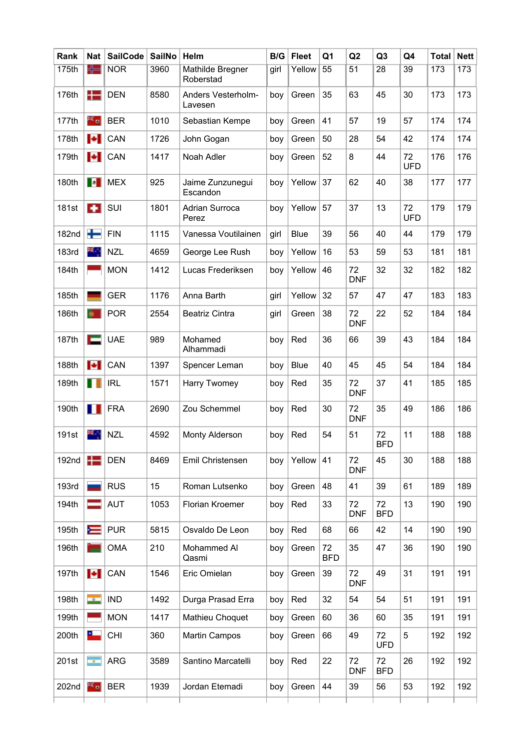| Rank | Nat | SailCode | SailNo | Helm | B/G | Fleet | Q1 | Q2 | Q3 | Q4 | Total | Nett |
|---|---|---|---|---|---|---|---|---|---|---|---|---|
| 175th | | NOR | 3960 | Mathilde Bregner Roberstad | girl | Yellow | 55 | 51 | 28 | 39 | 173 | 173 |
| 176th | | DEN | 8580 | Anders Vesterholm-Lavesen | boy | Green | 35 | 63 | 45 | 30 | 173 | 173 |
| 177th | | BER | 1010 | Sebastian Kempe | boy | Green | 41 | 57 | 19 | 57 | 174 | 174 |
| 178th | | CAN | 1726 | John Gogan | boy | Green | 50 | 28 | 54 | 42 | 174 | 174 |
| 179th | | CAN | 1417 | Noah Adler | boy | Green | 52 | 8 | 44 | 72 UFD | 176 | 176 |
| 180th | | MEX | 925 | Jaime Zunzunegui Escandon | boy | Yellow | 37 | 62 | 40 | 38 | 177 | 177 |
| 181st | | SUI | 1801 | Adrian Surroca Perez | boy | Yellow | 57 | 37 | 13 | 72 UFD | 179 | 179 |
| 182nd | | FIN | 1115 | Vanessa Voutilainen | girl | Blue | 39 | 56 | 40 | 44 | 179 | 179 |
| 183rd | | NZL | 4659 | George Lee Rush | boy | Yellow | 16 | 53 | 59 | 53 | 181 | 181 |
| 184th | | MON | 1412 | Lucas Frederiksen | boy | Yellow | 46 | 72 DNF | 32 | 32 | 182 | 182 |
| 185th | | GER | 1176 | Anna Barth | girl | Yellow | 32 | 57 | 47 | 47 | 183 | 183 |
| 186th | | POR | 2554 | Beatriz Cintra | girl | Green | 38 | 72 DNF | 22 | 52 | 184 | 184 |
| 187th | | UAE | 989 | Mohamed Alhammadi | boy | Red | 36 | 66 | 39 | 43 | 184 | 184 |
| 188th | | CAN | 1397 | Spencer Leman | boy | Blue | 40 | 45 | 45 | 54 | 184 | 184 |
| 189th | | IRL | 1571 | Harry Twomey | boy | Red | 35 | 72 DNF | 37 | 41 | 185 | 185 |
| 190th | | FRA | 2690 | Zou Schemmel | boy | Red | 30 | 72 DNF | 35 | 49 | 186 | 186 |
| 191st | | NZL | 4592 | Monty Alderson | boy | Red | 54 | 51 | 72 BFD | 11 | 188 | 188 |
| 192nd | | DEN | 8469 | Emil Christensen | boy | Yellow | 41 | 72 DNF | 45 | 30 | 188 | 188 |
| 193rd | | RUS | 15 | Roman Lutsenko | boy | Green | 48 | 41 | 39 | 61 | 189 | 189 |
| 194th | | AUT | 1053 | Florian Kroemer | boy | Red | 33 | 72 DNF | 72 BFD | 13 | 190 | 190 |
| 195th | | PUR | 5815 | Osvaldo De Leon | boy | Red | 68 | 66 | 42 | 14 | 190 | 190 |
| 196th | | OMA | 210 | Mohammed Al Qasmi | boy | Green | 72 BFD | 35 | 47 | 36 | 190 | 190 |
| 197th | | CAN | 1546 | Eric Omielan | boy | Green | 39 | 72 DNF | 49 | 31 | 191 | 191 |
| 198th | | IND | 1492 | Durga Prasad Erra | boy | Red | 32 | 54 | 54 | 51 | 191 | 191 |
| 199th | | MON | 1417 | Mathieu Choquet | boy | Green | 60 | 36 | 60 | 35 | 191 | 191 |
| 200th | | CHI | 360 | Martin Campos | boy | Green | 66 | 49 | 72 UFD | 5 | 192 | 192 |
| 201st | | ARG | 3589 | Santino Marcatelli | boy | Red | 22 | 72 DNF | 72 BFD | 26 | 192 | 192 |
| 202nd | | BER | 1939 | Jordan Etemadi | boy | Green | 44 | 39 | 56 | 53 | 192 | 192 |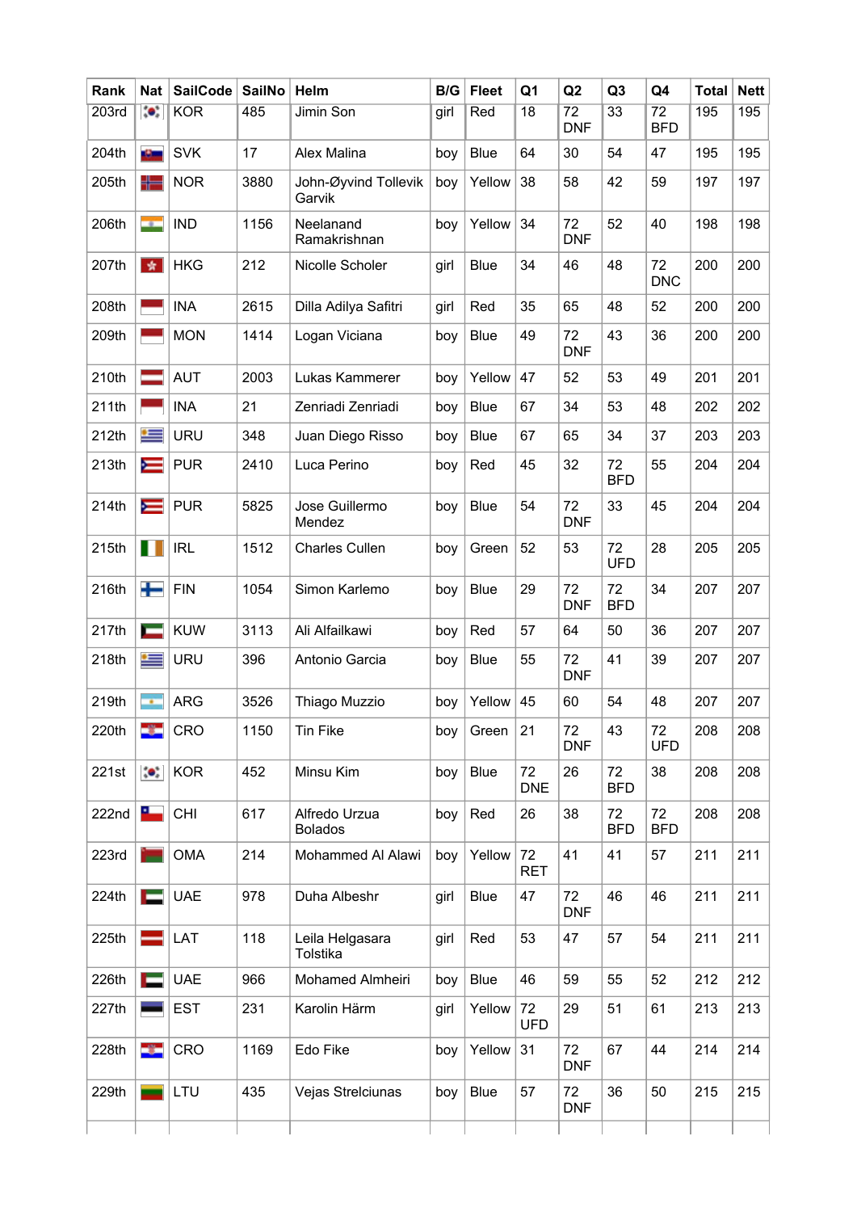| Rank | Nat | SailCode | SailNo | Helm | B/G | Fleet | Q1 | Q2 | Q3 | Q4 | Total | Nett |
|---|---|---|---|---|---|---|---|---|---|---|---|---|
| 203rd | | KOR | 485 | Jimin Son | girl | Red | 18 | 72 DNF | 33 | 72 BFD | 195 | 195 |
| 204th | | SVK | 17 | Alex Malina | boy | Blue | 64 | 30 | 54 | 47 | 195 | 195 |
| 205th | | NOR | 3880 | John-Øyvind Tollevik Garvik | boy | Yellow | 38 | 58 | 42 | 59 | 197 | 197 |
| 206th | | IND | 1156 | Neelanand Ramakrishnan | boy | Yellow | 34 | 72 DNF | 52 | 40 | 198 | 198 |
| 207th | | HKG | 212 | Nicolle Scholer | girl | Blue | 34 | 46 | 48 | 72 DNC | 200 | 200 |
| 208th | | INA | 2615 | Dilla Adilya Safitri | girl | Red | 35 | 65 | 48 | 52 | 200 | 200 |
| 209th | | MON | 1414 | Logan Viciana | boy | Blue | 49 | 72 DNF | 43 | 36 | 200 | 200 |
| 210th | | AUT | 2003 | Lukas Kammerer | boy | Yellow | 47 | 52 | 53 | 49 | 201 | 201 |
| 211th | | INA | 21 | Zenriadi Zenriadi | boy | Blue | 67 | 34 | 53 | 48 | 202 | 202 |
| 212th | | URU | 348 | Juan Diego Risso | boy | Blue | 67 | 65 | 34 | 37 | 203 | 203 |
| 213th | | PUR | 2410 | Luca Perino | boy | Red | 45 | 32 | 72 BFD | 55 | 204 | 204 |
| 214th | | PUR | 5825 | Jose Guillermo Mendez | boy | Blue | 54 | 72 DNF | 33 | 45 | 204 | 204 |
| 215th | | IRL | 1512 | Charles Cullen | boy | Green | 52 | 53 | 72 UFD | 28 | 205 | 205 |
| 216th | | FIN | 1054 | Simon Karlemo | boy | Blue | 29 | 72 DNF | 72 BFD | 34 | 207 | 207 |
| 217th | | KUW | 3113 | Ali Alfailkawi | boy | Red | 57 | 64 | 50 | 36 | 207 | 207 |
| 218th | | URU | 396 | Antonio Garcia | boy | Blue | 55 | 72 DNF | 41 | 39 | 207 | 207 |
| 219th | | ARG | 3526 | Thiago Muzzio | boy | Yellow | 45 | 60 | 54 | 48 | 207 | 207 |
| 220th | | CRO | 1150 | Tin Fike | boy | Green | 21 | 72 DNF | 43 | 72 UFD | 208 | 208 |
| 221st | | KOR | 452 | Minsu Kim | boy | Blue | 72 DNE | 26 | 72 BFD | 38 | 208 | 208 |
| 222nd | | CHI | 617 | Alfredo Urzua Bolados | boy | Red | 26 | 38 | 72 BFD | 72 BFD | 208 | 208 |
| 223rd | | OMA | 214 | Mohammed Al Alawi | boy | Yellow | 72 RET | 41 | 41 | 57 | 211 | 211 |
| 224th | | UAE | 978 | Duha Albeshr | girl | Blue | 47 | 72 DNF | 46 | 46 | 211 | 211 |
| 225th | | LAT | 118 | Leila Helgasara Tolstika | girl | Red | 53 | 47 | 57 | 54 | 211 | 211 |
| 226th | | UAE | 966 | Mohamed Almheiri | boy | Blue | 46 | 59 | 55 | 52 | 212 | 212 |
| 227th | | EST | 231 | Karolin Härm | girl | Yellow | 72 UFD | 29 | 51 | 61 | 213 | 213 |
| 228th | | CRO | 1169 | Edo Fike | boy | Yellow | 31 | 72 DNF | 67 | 44 | 214 | 214 |
| 229th | | LTU | 435 | Vejas Strelciunas | boy | Blue | 57 | 72 DNF | 36 | 50 | 215 | 215 |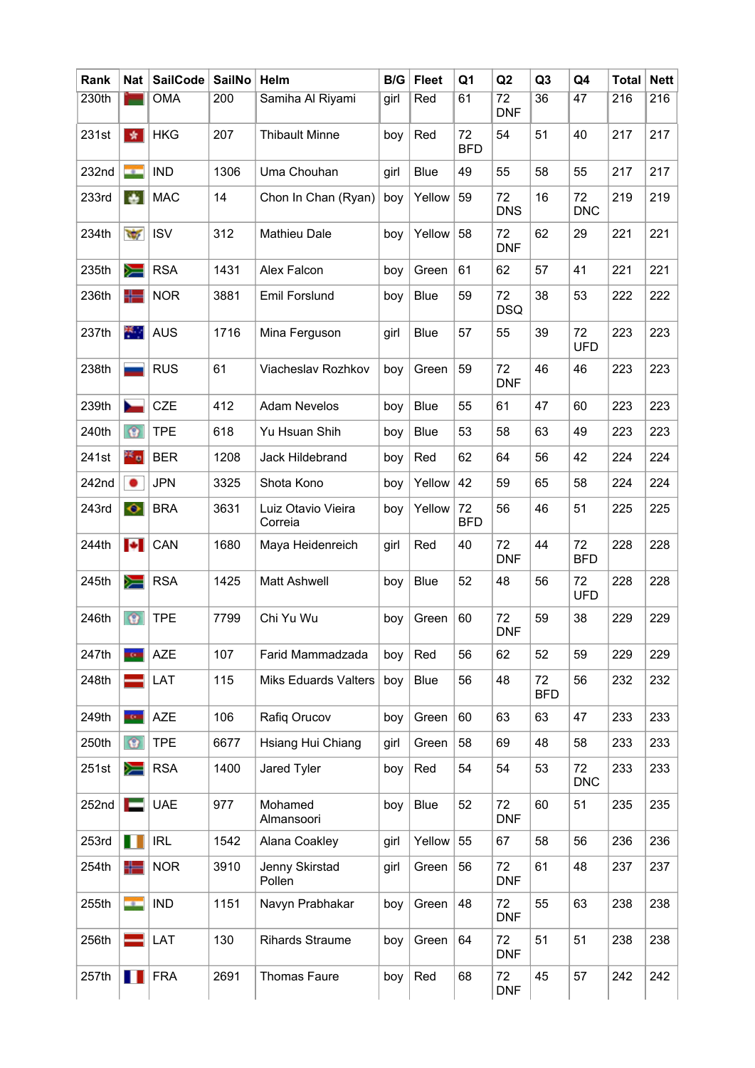| Rank | Nat | SailCode | SailNo | Helm | B/G | Fleet | Q1 | Q2 | Q3 | Q4 | Total | Nett |
|---|---|---|---|---|---|---|---|---|---|---|---|---|
| 230th | | OMA | 200 | Samiha Al Riyami | girl | Red | 61 | 72 DNF | 36 | 47 | 216 | 216 |
| 231st | | HKG | 207 | Thibault Minne | boy | Red | 72 BFD | 54 | 51 | 40 | 217 | 217 |
| 232nd | | IND | 1306 | Uma Chouhan | girl | Blue | 49 | 55 | 58 | 55 | 217 | 217 |
| 233rd | | MAC | 14 | Chon In Chan (Ryan) | boy | Yellow | 59 | 72 DNS | 16 | 72 DNC | 219 | 219 |
| 234th | | ISV | 312 | Mathieu Dale | boy | Yellow | 58 | 72 DNF | 62 | 29 | 221 | 221 |
| 235th | | RSA | 1431 | Alex Falcon | boy | Green | 61 | 62 | 57 | 41 | 221 | 221 |
| 236th | | NOR | 3881 | Emil Forslund | boy | Blue | 59 | 72 DSQ | 38 | 53 | 222 | 222 |
| 237th | | AUS | 1716 | Mina Ferguson | girl | Blue | 57 | 55 | 39 | 72 UFD | 223 | 223 |
| 238th | | RUS | 61 | Viacheslav Rozhkov | boy | Green | 59 | 72 DNF | 46 | 46 | 223 | 223 |
| 239th | | CZE | 412 | Adam Nevelos | boy | Blue | 55 | 61 | 47 | 60 | 223 | 223 |
| 240th | | TPE | 618 | Yu Hsuan Shih | boy | Blue | 53 | 58 | 63 | 49 | 223 | 223 |
| 241st | | BER | 1208 | Jack Hildebrand | boy | Red | 62 | 64 | 56 | 42 | 224 | 224 |
| 242nd | | JPN | 3325 | Shota Kono | boy | Yellow | 42 | 59 | 65 | 58 | 224 | 224 |
| 243rd | | BRA | 3631 | Luiz Otavio Vieira Correia | boy | Yellow | 72 BFD | 56 | 46 | 51 | 225 | 225 |
| 244th | | CAN | 1680 | Maya Heidenreich | girl | Red | 40 | 72 DNF | 44 | 72 BFD | 228 | 228 |
| 245th | | RSA | 1425 | Matt Ashwell | boy | Blue | 52 | 48 | 56 | 72 UFD | 228 | 228 |
| 246th | | TPE | 7799 | Chi Yu Wu | boy | Green | 60 | 72 DNF | 59 | 38 | 229 | 229 |
| 247th | | AZE | 107 | Farid Mammadzada | boy | Red | 56 | 62 | 52 | 59 | 229 | 229 |
| 248th | | LAT | 115 | Miks Eduards Valters | boy | Blue | 56 | 48 | 72 BFD | 56 | 232 | 232 |
| 249th | | AZE | 106 | Rafiq Orucov | boy | Green | 60 | 63 | 63 | 47 | 233 | 233 |
| 250th | | TPE | 6677 | Hsiang Hui Chiang | girl | Green | 58 | 69 | 48 | 58 | 233 | 233 |
| 251st | | RSA | 1400 | Jared Tyler | boy | Red | 54 | 54 | 53 | 72 DNC | 233 | 233 |
| 252nd | | UAE | 977 | Mohamed Almansoori | boy | Blue | 52 | 72 DNF | 60 | 51 | 235 | 235 |
| 253rd | | IRL | 1542 | Alana Coakley | girl | Yellow | 55 | 67 | 58 | 56 | 236 | 236 |
| 254th | | NOR | 3910 | Jenny Skirstad Pollen | girl | Green | 56 | 72 DNF | 61 | 48 | 237 | 237 |
| 255th | | IND | 1151 | Navyn Prabhakar | boy | Green | 48 | 72 DNF | 55 | 63 | 238 | 238 |
| 256th | | LAT | 130 | Rihards Straume | boy | Green | 64 | 72 DNF | 51 | 51 | 238 | 238 |
| 257th | | FRA | 2691 | Thomas Faure | boy | Red | 68 | 72 DNF | 45 | 57 | 242 | 242 |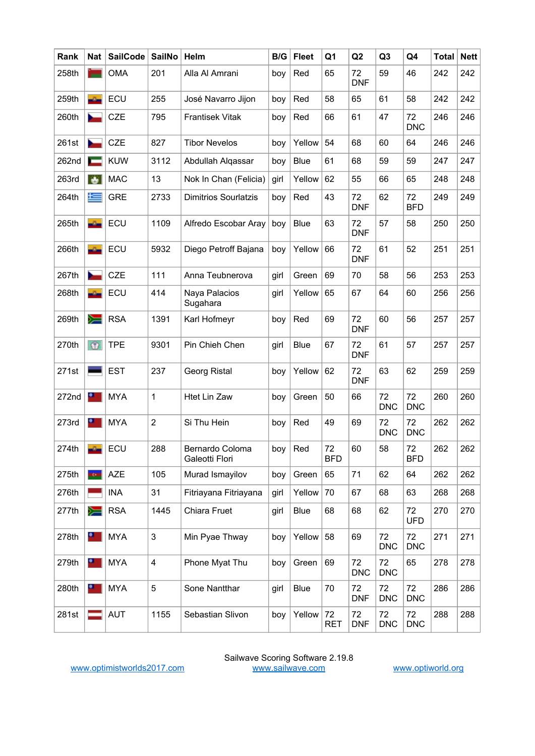| Rank | Nat | SailCode | SailNo | Helm | B/G | Fleet | Q1 | Q2 | Q3 | Q4 | Total | Nett |
|---|---|---|---|---|---|---|---|---|---|---|---|---|
| 258th | | OMA | 201 | Alla Al Amrani | boy | Red | 65 | 72 DNF | 59 | 46 | 242 | 242 |
| 259th | | ECU | 255 | José Navarro Jijon | boy | Red | 58 | 65 | 61 | 58 | 242 | 242 |
| 260th | | CZE | 795 | Frantisek Vitak | boy | Red | 66 | 61 | 47 | 72 DNC | 246 | 246 |
| 261st | | CZE | 827 | Tibor Nevelos | boy | Yellow | 54 | 68 | 60 | 64 | 246 | 246 |
| 262nd | | KUW | 3112 | Abdullah Alqassar | boy | Blue | 61 | 68 | 59 | 59 | 247 | 247 |
| 263rd | | MAC | 13 | Nok In Chan (Felicia) | girl | Yellow | 62 | 55 | 66 | 65 | 248 | 248 |
| 264th | | GRE | 2733 | Dimitrios Sourlatzis | boy | Red | 43 | 72 DNF | 62 | 72 BFD | 249 | 249 |
| 265th | | ECU | 1109 | Alfredo Escobar Aray | boy | Blue | 63 | 72 DNF | 57 | 58 | 250 | 250 |
| 266th | | ECU | 5932 | Diego Petroff Bajana | boy | Yellow | 66 | 72 DNF | 61 | 52 | 251 | 251 |
| 267th | | CZE | 111 | Anna Teubnerova | girl | Green | 69 | 70 | 58 | 56 | 253 | 253 |
| 268th | | ECU | 414 | Naya Palacios Sugahara | girl | Yellow | 65 | 67 | 64 | 60 | 256 | 256 |
| 269th | | RSA | 1391 | Karl Hofmeyr | boy | Red | 69 | 72 DNF | 60 | 56 | 257 | 257 |
| 270th | | TPE | 9301 | Pin Chieh Chen | girl | Blue | 67 | 72 DNF | 61 | 57 | 257 | 257 |
| 271st | | EST | 237 | Georg Ristal | boy | Yellow | 62 | 72 DNF | 63 | 62 | 259 | 259 |
| 272nd | | MYA | 1 | Htet Lin Zaw | boy | Green | 50 | 66 | 72 DNC | 72 DNC | 260 | 260 |
| 273rd | | MYA | 2 | Si Thu Hein | boy | Red | 49 | 69 | 72 DNC | 72 DNC | 262 | 262 |
| 274th | | ECU | 288 | Bernardo Coloma Galeotti Flori | boy | Red | 72 BFD | 60 | 58 | 72 BFD | 262 | 262 |
| 275th | | AZE | 105 | Murad Ismayilov | boy | Green | 65 | 71 | 62 | 64 | 262 | 262 |
| 276th | | INA | 31 | Fitriayana Fitriayana | girl | Yellow | 70 | 67 | 68 | 63 | 268 | 268 |
| 277th | | RSA | 1445 | Chiara Fruet | girl | Blue | 68 | 68 | 62 | 72 UFD | 270 | 270 |
| 278th | | MYA | 3 | Min Pyae Thway | boy | Yellow | 58 | 69 | 72 DNC | 72 DNC | 271 | 271 |
| 279th | | MYA | 4 | Phone Myat Thu | boy | Green | 69 | 72 DNC | 72 DNC | 65 | 278 | 278 |
| 280th | | MYA | 5 | Sone Nantthar | girl | Blue | 70 | 72 DNF | 72 DNC | 72 DNC | 286 | 286 |
| 281st | | AUT | 1155 | Sebastian Slivon | boy | Yellow | 72 RET | 72 DNF | 72 DNC | 72 DNC | 288 | 288 |

www.optimistworlds2017.com

Sailwave Scoring Software 2.19.8
www.sailwave.com

www.optiworld.org